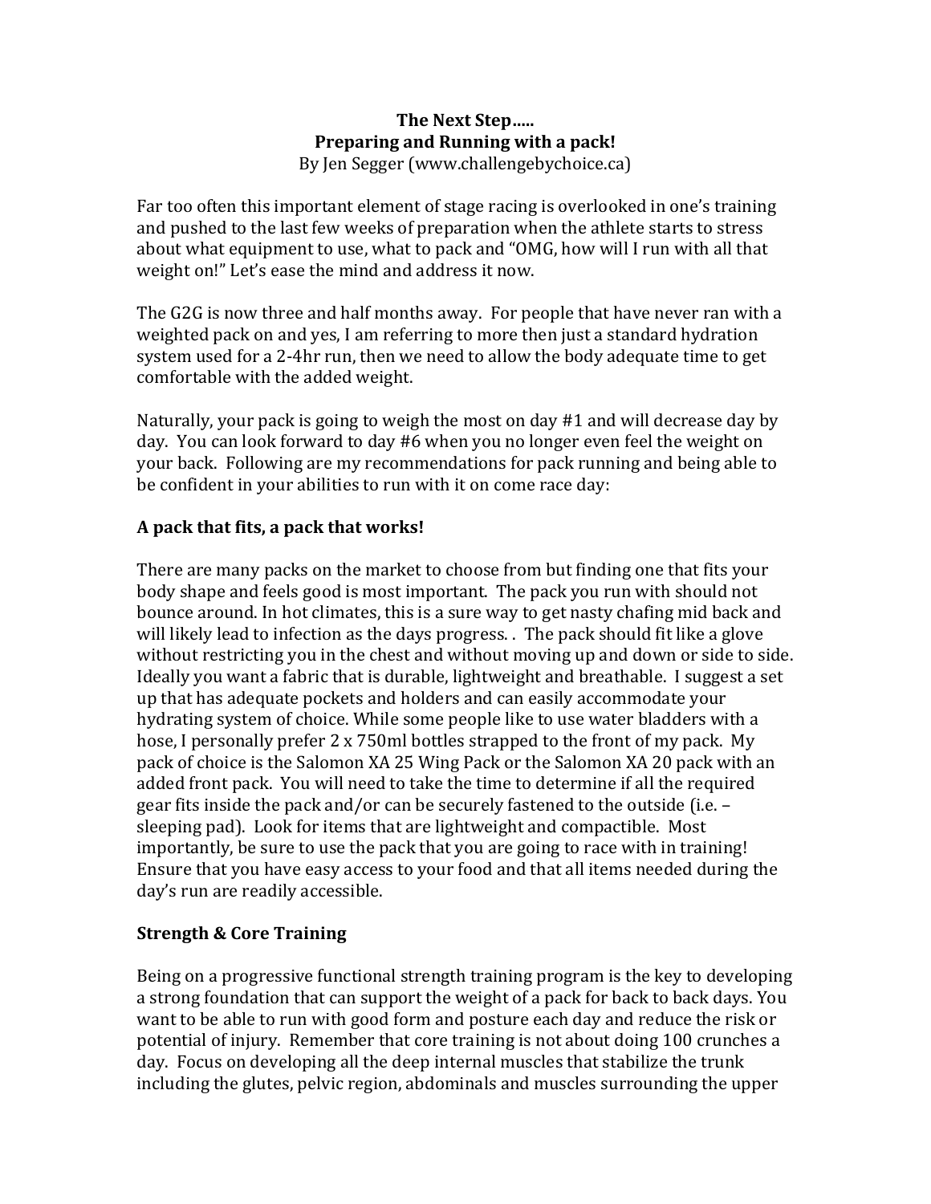**The Next Step…..**
**Preparing and Running with a pack!**
By Jen Segger (www.challengebychoice.ca)

Far too often this important element of stage racing is overlooked in one's training and pushed to the last few weeks of preparation when the athlete starts to stress about what equipment to use, what to pack and "OMG, how will I run with all that weight on!" Let's ease the mind and address it now.

The G2G is now three and half months away. For people that have never ran with a weighted pack on and yes, I am referring to more then just a standard hydration system used for a 2-4hr run, then we need to allow the body adequate time to get comfortable with the added weight.

Naturally, your pack is going to weigh the most on day #1 and will decrease day by day. You can look forward to day #6 when you no longer even feel the weight on your back. Following are my recommendations for pack running and being able to be confident in your abilities to run with it on come race day:

## A pack that fits, a pack that works!

There are many packs on the market to choose from but finding one that fits your body shape and feels good is most important. The pack you run with should not bounce around. In hot climates, this is a sure way to get nasty chafing mid back and will likely lead to infection as the days progress. . The pack should fit like a glove without restricting you in the chest and without moving up and down or side to side. Ideally you want a fabric that is durable, lightweight and breathable. I suggest a set up that has adequate pockets and holders and can easily accommodate your hydrating system of choice. While some people like to use water bladders with a hose, I personally prefer 2 x 750ml bottles strapped to the front of my pack. My pack of choice is the Salomon XA 25 Wing Pack or the Salomon XA 20 pack with an added front pack. You will need to take the time to determine if all the required gear fits inside the pack and/or can be securely fastened to the outside (i.e. – sleeping pad). Look for items that are lightweight and compactible. Most importantly, be sure to use the pack that you are going to race with in training! Ensure that you have easy access to your food and that all items needed during the day's run are readily accessible.

## Strength & Core Training

Being on a progressive functional strength training program is the key to developing a strong foundation that can support the weight of a pack for back to back days. You want to be able to run with good form and posture each day and reduce the risk or potential of injury. Remember that core training is not about doing 100 crunches a day. Focus on developing all the deep internal muscles that stabilize the trunk including the glutes, pelvic region, abdominals and muscles surrounding the upper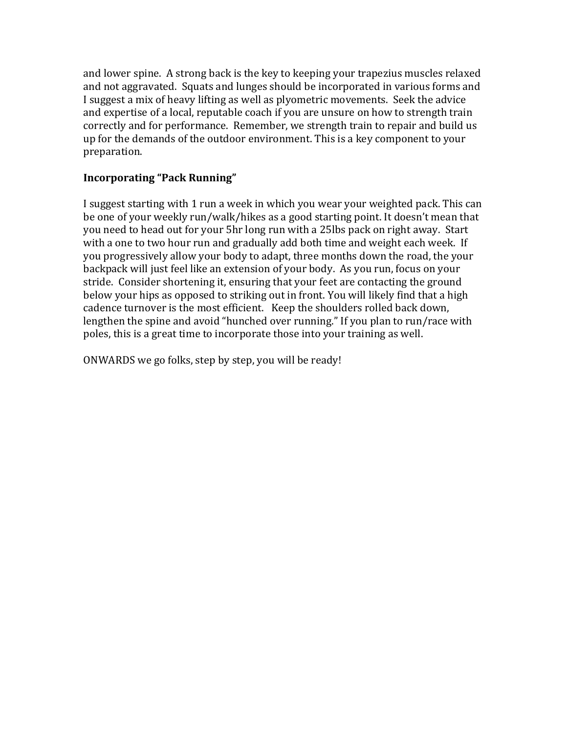and lower spine. A strong back is the key to keeping your trapezius muscles relaxed and not aggravated. Squats and lunges should be incorporated in various forms and I suggest a mix of heavy lifting as well as plyometric movements. Seek the advice and expertise of a local, reputable coach if you are unsure on how to strength train correctly and for performance. Remember, we strength train to repair and build us up for the demands of the outdoor environment. This is a key component to your preparation.

**Incorporating "Pack Running"**

I suggest starting with 1 run a week in which you wear your weighted pack. This can be one of your weekly run/walk/hikes as a good starting point. It doesn't mean that you need to head out for your 5hr long run with a 25lbs pack on right away. Start with a one to two hour run and gradually add both time and weight each week. If you progressively allow your body to adapt, three months down the road, the your backpack will just feel like an extension of your body. As you run, focus on your stride. Consider shortening it, ensuring that your feet are contacting the ground below your hips as opposed to striking out in front. You will likely find that a high cadence turnover is the most efficient. Keep the shoulders rolled back down, lengthen the spine and avoid "hunched over running." If you plan to run/race with poles, this is a great time to incorporate those into your training as well.

ONWARDS we go folks, step by step, you will be ready!